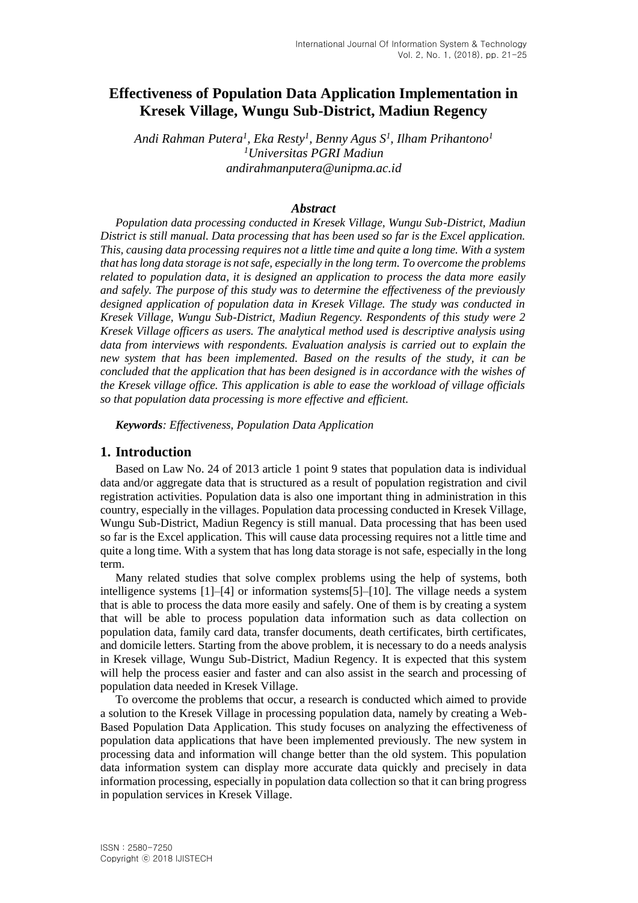# Effectiveness of Population Data Application Implementation in Kresek Village, Wungu Sub-District, Madiun Regency

*Andi Rahman Putera[1], Eka Resty[1], Benny Agus S[1], Ilham Prihantono[1]*
*[1]Universitas PGRI Madiun*
*andirahmanputera@unipma.ac.id*

### *Abstract*

*Population data processing conducted in Kresek Village, Wungu Sub-District, Madiun District is still manual. Data processing that has been used so far is the Excel application. This, causing data processing requires not a little time and quite a long time. With a system that has long data storage is not safe, especially in the long term. To overcome the problems related to population data, it is designed an application to process the data more easily and safely. The purpose of this study was to determine the effectiveness of the previously designed application of population data in Kresek Village. The study was conducted in Kresek Village, Wungu Sub-District, Madiun Regency. Respondents of this study were 2 Kresek Village officers as users. The analytical method used is descriptive analysis using data from interviews with respondents. Evaluation analysis is carried out to explain the new system that has been implemented. Based on the results of the study, it can be concluded that the application that has been designed is in accordance with the wishes of the Kresek village office. This application is able to ease the workload of village officials so that population data processing is more effective and efficient.*

***Keywords**: Effectiveness, Population Data Application*

## 1. Introduction

Based on Law No. 24 of 2013 article 1 point 9 states that population data is individual data and/or aggregate data that is structured as a result of population registration and civil registration activities. Population data is also one important thing in administration in this country, especially in the villages. Population data processing conducted in Kresek Village, Wungu Sub-District, Madiun Regency is still manual. Data processing that has been used so far is the Excel application. This will cause data processing requires not a little time and quite a long time. With a system that has long data storage is not safe, especially in the long term.

Many related studies that solve complex problems using the help of systems, both intelligence systems [1]–[4] or information systems[5]–[10]. The village needs a system that is able to process the data more easily and safely. One of them is by creating a system that will be able to process population data information such as data collection on population data, family card data, transfer documents, death certificates, birth certificates, and domicile letters. Starting from the above problem, it is necessary to do a needs analysis in Kresek village, Wungu Sub-District, Madiun Regency. It is expected that this system will help the process easier and faster and can also assist in the search and processing of population data needed in Kresek Village.

To overcome the problems that occur, a research is conducted which aimed to provide a solution to the Kresek Village in processing population data, namely by creating a Web-Based Population Data Application. This study focuses on analyzing the effectiveness of population data applications that have been implemented previously. The new system in processing data and information will change better than the old system. This population data information system can display more accurate data quickly and precisely in data information processing, especially in population data collection so that it can bring progress in population services in Kresek Village.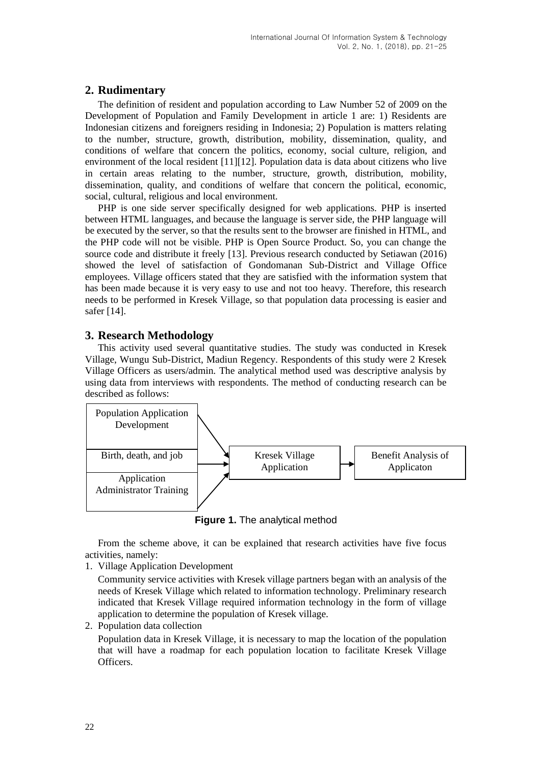## 2. Rudimentary

The definition of resident and population according to Law Number 52 of 2009 on the Development of Population and Family Development in article 1 are: 1) Residents are Indonesian citizens and foreigners residing in Indonesia; 2) Population is matters relating to the number, structure, growth, distribution, mobility, dissemination, quality, and conditions of welfare that concern the politics, economy, social culture, religion, and environment of the local resident [11][12]. Population data is data about citizens who live in certain areas relating to the number, structure, growth, distribution, mobility, dissemination, quality, and conditions of welfare that concern the political, economic, social, cultural, religious and local environment.

PHP is one side server specifically designed for web applications. PHP is inserted between HTML languages, and because the language is server side, the PHP language will be executed by the server, so that the results sent to the browser are finished in HTML, and the PHP code will not be visible. PHP is Open Source Product. So, you can change the source code and distribute it freely [13]. Previous research conducted by Setiawan (2016) showed the level of satisfaction of Gondomanan Sub-District and Village Office employees. Village officers stated that they are satisfied with the information system that has been made because it is very easy to use and not too heavy. Therefore, this research needs to be performed in Kresek Village, so that population data processing is easier and safer [14].

## 3. Research Methodology

This activity used several quantitative studies. The study was conducted in Kresek Village, Wungu Sub-District, Madiun Regency. Respondents of this study were 2 Kresek Village Officers as users/admin. The analytical method used was descriptive analysis by using data from interviews with respondents. The method of conducting research can be described as follows:

Population Application Development

Birth, death, and job

Application Administrator Training

Kresek Village Application

Benefit Analysis of Applicaton

**Figure 1.** The analytical method

From the scheme above, it can be explained that research activities have five focus activities, namely:

1. Village Application Development

   Community service activities with Kresek village partners began with an analysis of the needs of Kresek Village which related to information technology. Preliminary research indicated that Kresek Village required information technology in the form of village application to determine the population of Kresek village.

2. Population data collection

   Population data in Kresek Village, it is necessary to map the location of the population that will have a roadmap for each population location to facilitate Kresek Village Officers.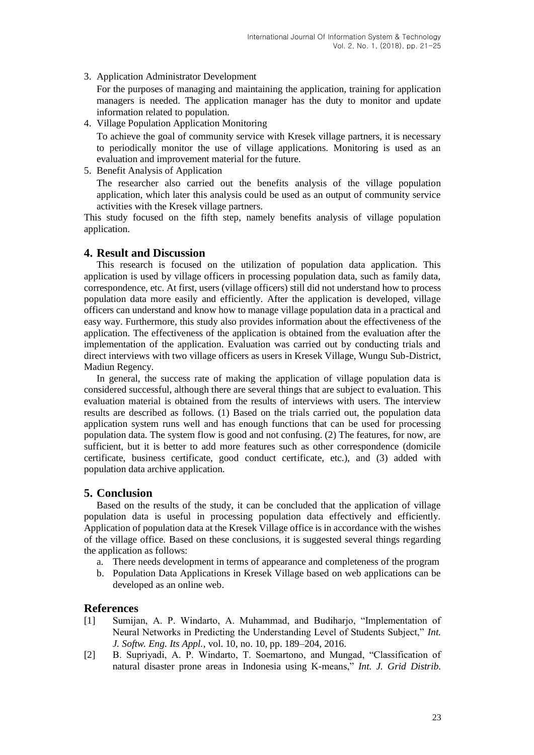3. Application Administrator Development

   For the purposes of managing and maintaining the application, training for application managers is needed. The application manager has the duty to monitor and update information related to population.

4. Village Population Application Monitoring

   To achieve the goal of community service with Kresek village partners, it is necessary to periodically monitor the use of village applications. Monitoring is used as an evaluation and improvement material for the future.

5. Benefit Analysis of Application

   The researcher also carried out the benefits analysis of the village population application, which later this analysis could be used as an output of community service activities with the Kresek village partners.

This study focused on the fifth step, namely benefits analysis of village population application.

## 4. Result and Discussion

This research is focused on the utilization of population data application. This application is used by village officers in processing population data, such as family data, correspondence, etc. At first, users (village officers) still did not understand how to process population data more easily and efficiently. After the application is developed, village officers can understand and know how to manage village population data in a practical and easy way. Furthermore, this study also provides information about the effectiveness of the application. The effectiveness of the application is obtained from the evaluation after the implementation of the application. Evaluation was carried out by conducting trials and direct interviews with two village officers as users in Kresek Village, Wungu Sub-District, Madiun Regency.

In general, the success rate of making the application of village population data is considered successful, although there are several things that are subject to evaluation. This evaluation material is obtained from the results of interviews with users. The interview results are described as follows. (1) Based on the trials carried out, the population data application system runs well and has enough functions that can be used for processing population data. The system flow is good and not confusing. (2) The features, for now, are sufficient, but it is better to add more features such as other correspondence (domicile certificate, business certificate, good conduct certificate, etc.), and (3) added with population data archive application.

## 5. Conclusion

Based on the results of the study, it can be concluded that the application of village population data is useful in processing population data effectively and efficiently. Application of population data at the Kresek Village office is in accordance with the wishes of the village office. Based on these conclusions, it is suggested several things regarding the application as follows:

a. There needs development in terms of appearance and completeness of the program
b. Population Data Applications in Kresek Village based on web applications can be developed as an online web.

## References

[1] Sumijan, A. P. Windarto, A. Muhammad, and Budiharjo, "Implementation of Neural Networks in Predicting the Understanding Level of Students Subject," *Int. J. Softw. Eng. Its Appl.*, vol. 10, no. 10, pp. 189–204, 2016.

[2] B. Supriyadi, A. P. Windarto, T. Soemartono, and Mungad, "Classification of natural disaster prone areas in Indonesia using K-means," *Int. J. Grid Distrib.*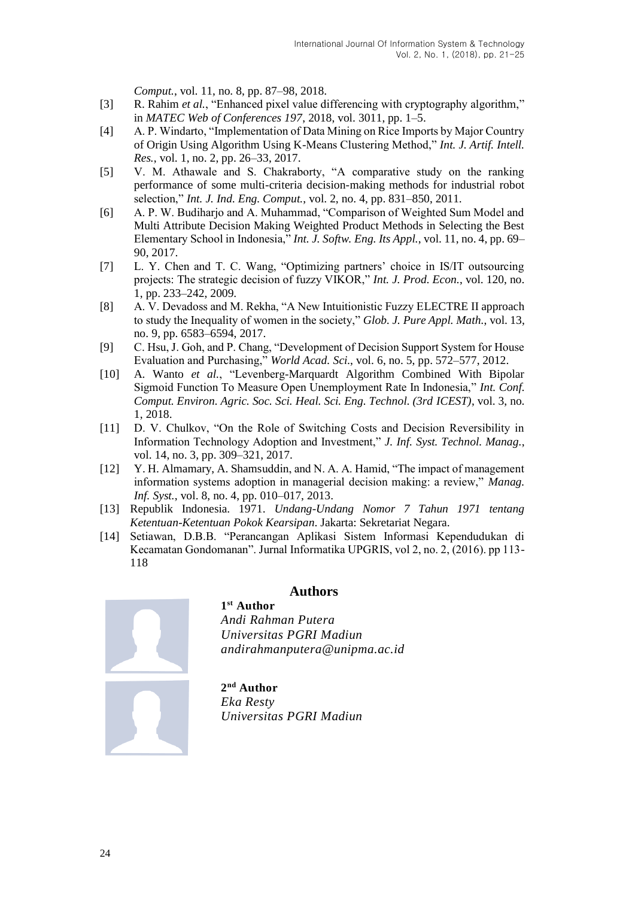*Comput.*, vol. 11, no. 8, pp. 87–98, 2018.

[3] R. Rahim *et al.*, "Enhanced pixel value differencing with cryptography algorithm," in *MATEC Web of Conferences 197*, 2018, vol. 3011, pp. 1–5.

[4] A. P. Windarto, "Implementation of Data Mining on Rice Imports by Major Country of Origin Using Algorithm Using K-Means Clustering Method," *Int. J. Artif. Intell. Res.*, vol. 1, no. 2, pp. 26–33, 2017.

[5] V. M. Athawale and S. Chakraborty, "A comparative study on the ranking performance of some multi-criteria decision-making methods for industrial robot selection," *Int. J. Ind. Eng. Comput.*, vol. 2, no. 4, pp. 831–850, 2011.

[6] A. P. W. Budiharjo and A. Muhammad, "Comparison of Weighted Sum Model and Multi Attribute Decision Making Weighted Product Methods in Selecting the Best Elementary School in Indonesia," *Int. J. Softw. Eng. Its Appl.*, vol. 11, no. 4, pp. 69–90, 2017.

[7] L. Y. Chen and T. C. Wang, "Optimizing partners' choice in IS/IT outsourcing projects: The strategic decision of fuzzy VIKOR," *Int. J. Prod. Econ.*, vol. 120, no. 1, pp. 233–242, 2009.

[8] A. V. Devadoss and M. Rekha, "A New Intuitionistic Fuzzy ELECTRE II approach to study the Inequality of women in the society," *Glob. J. Pure Appl. Math.*, vol. 13, no. 9, pp. 6583–6594, 2017.

[9] C. Hsu, J. Goh, and P. Chang, "Development of Decision Support System for House Evaluation and Purchasing," *World Acad. Sci.*, vol. 6, no. 5, pp. 572–577, 2012.

[10] A. Wanto *et al.*, "Levenberg-Marquardt Algorithm Combined With Bipolar Sigmoid Function To Measure Open Unemployment Rate In Indonesia," *Int. Conf. Comput. Environ. Agric. Soc. Sci. Heal. Sci. Eng. Technol. (3rd ICEST)*, vol. 3, no. 1, 2018.

[11] D. V. Chulkov, "On the Role of Switching Costs and Decision Reversibility in Information Technology Adoption and Investment," *J. Inf. Syst. Technol. Manag.*, vol. 14, no. 3, pp. 309–321, 2017.

[12] Y. H. Almamary, A. Shamsuddin, and N. A. A. Hamid, "The impact of management information systems adoption in managerial decision making: a review," *Manag. Inf. Syst.*, vol. 8, no. 4, pp. 010–017, 2013.

[13] Republik Indonesia. 1971. *Undang-Undang Nomor 7 Tahun 1971 tentang Ketentuan-Ketentuan Pokok Kearsipan*. Jakarta: Sekretariat Negara.

[14] Setiawan, D.B.B. "Perancangan Aplikasi Sistem Informasi Kependudukan di Kecamatan Gondomanan". Jurnal Informatika UPGRIS, vol 2, no. 2, (2016). pp 113-118

## Authors

**1st Author**
*Andi Rahman Putera*
*Universitas PGRI Madiun*
*andirahmanputera@unipma.ac.id*

**2nd Author**
*Eka Resty*
*Universitas PGRI Madiun*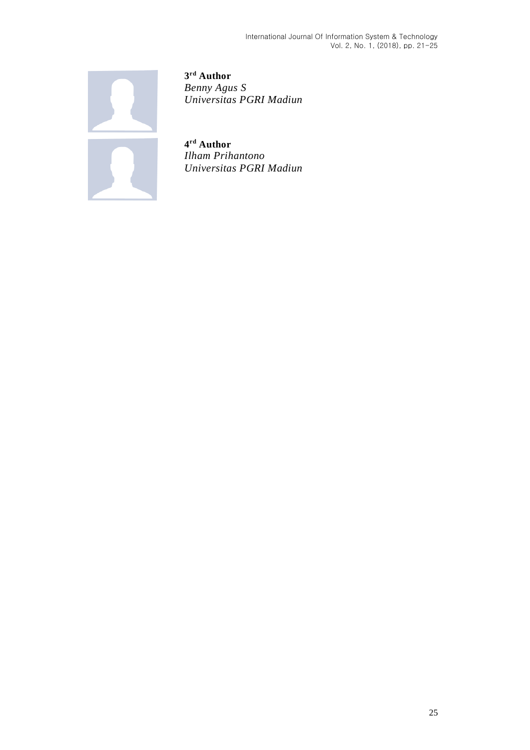**3rd Author**
*Benny Agus S*
*Universitas PGRI Madiun*

**4rd Author**
*Ilham Prihantono*
*Universitas PGRI Madiun*